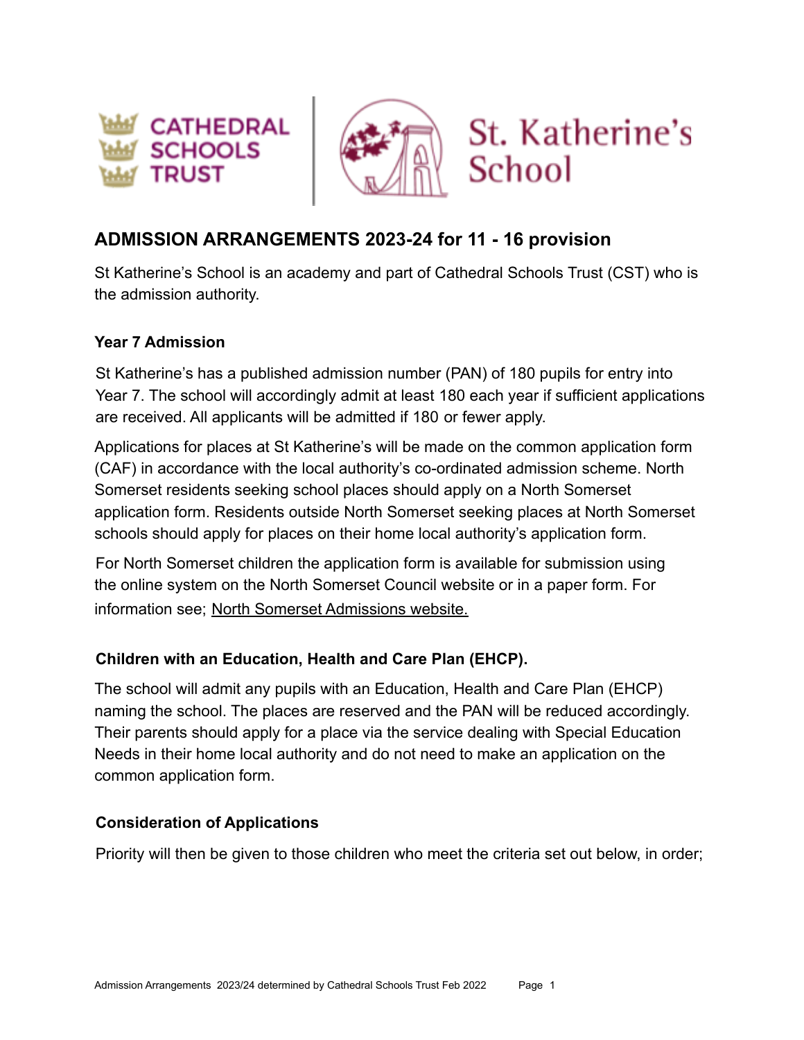CATHEDRAL SCHOOLS TRUST

St. Katherine's School

## ADMISSION ARRANGEMENTS 2023-24 for 11 - 16 provision

St Katherine's School is an academy and part of Cathedral Schools Trust (CST) who is the admission authority.

### Year 7 Admission

St Katherine's has a published admission number (PAN) of 180 pupils for entry into Year 7. The school will accordingly admit at least 180 each year if sufficient applications are received. All applicants will be admitted if 180 or fewer apply.

Applications for places at St Katherine's will be made on the common application form (CAF) in accordance with the local authority's co-ordinated admission scheme. North Somerset residents seeking school places should apply on a North Somerset application form. Residents outside North Somerset seeking places at North Somerset schools should apply for places on their home local authority's application form.

For North Somerset children the application form is available for submission using the online system on the North Somerset Council website or in a paper form. For information see; North Somerset Admissions website.

### Children with an Education, Health and Care Plan (EHCP).

The school will admit any pupils with an Education, Health and Care Plan (EHCP) naming the school. The places are reserved and the PAN will be reduced accordingly. Their parents should apply for a place via the service dealing with Special Education Needs in their home local authority and do not need to make an application on the common application form.

### Consideration of Applications

Priority will then be given to those children who meet the criteria set out below, in order;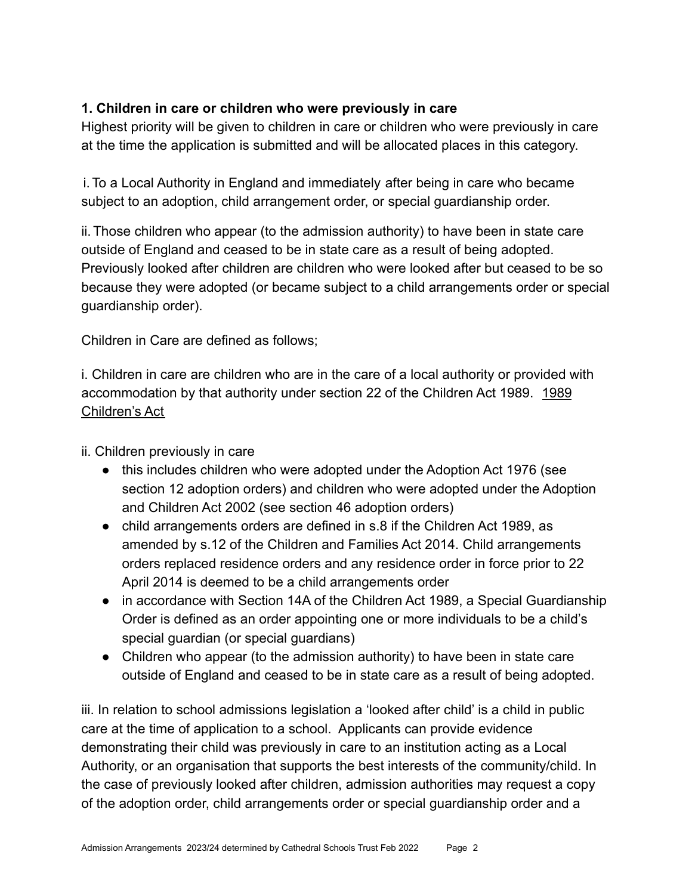**1. Children in care or children who were previously in care**

Highest priority will be given to children in care or children who were previously in care at the time the application is submitted and will be allocated places in this category.

i. To a Local Authority in England and immediately after being in care who became subject to an adoption, child arrangement order, or special guardianship order.

ii. Those children who appear (to the admission authority) to have been in state care outside of England and ceased to be in state care as a result of being adopted. Previously looked after children are children who were looked after but ceased to be so because they were adopted (or became subject to a child arrangements order or special guardianship order).

Children in Care are defined as follows;

i. Children in care are children who are in the care of a local authority or provided with accommodation by that authority under section 22 of the Children Act 1989. 1989 Children's Act

ii. Children previously in care

- this includes children who were adopted under the Adoption Act 1976 (see section 12 adoption orders) and children who were adopted under the Adoption and Children Act 2002 (see section 46 adoption orders)
- child arrangements orders are defined in s.8 if the Children Act 1989, as amended by s.12 of the Children and Families Act 2014. Child arrangements orders replaced residence orders and any residence order in force prior to 22 April 2014 is deemed to be a child arrangements order
- in accordance with Section 14A of the Children Act 1989, a Special Guardianship Order is defined as an order appointing one or more individuals to be a child's special guardian (or special guardians)
- Children who appear (to the admission authority) to have been in state care outside of England and ceased to be in state care as a result of being adopted.

iii. In relation to school admissions legislation a 'looked after child' is a child in public care at the time of application to a school. Applicants can provide evidence demonstrating their child was previously in care to an institution acting as a Local Authority, or an organisation that supports the best interests of the community/child. In the case of previously looked after children, admission authorities may request a copy of the adoption order, child arrangements order or special guardianship order and a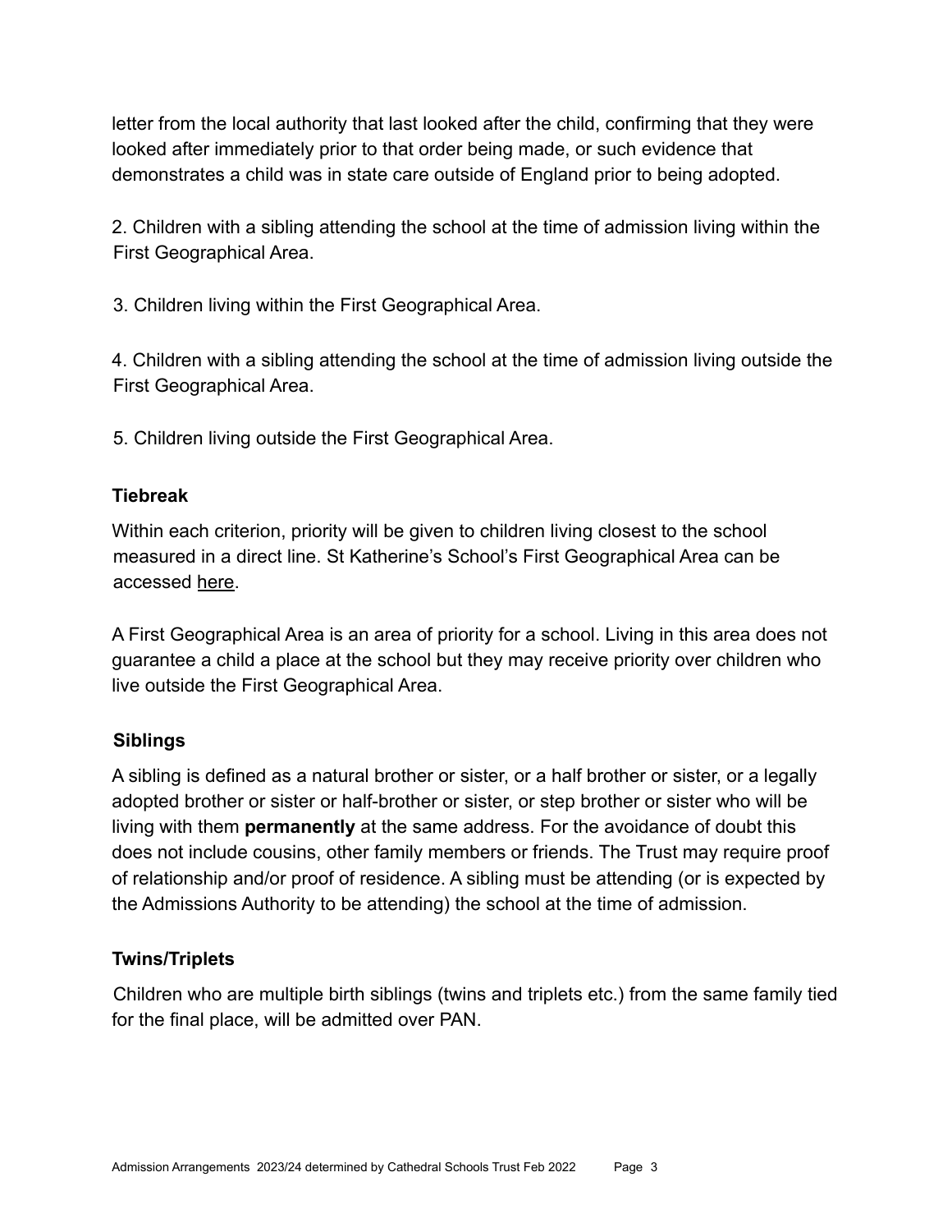letter from the local authority that last looked after the child, confirming that they were looked after immediately prior to that order being made, or such evidence that demonstrates a child was in state care outside of England prior to being adopted.

2. Children with a sibling attending the school at the time of admission living within the First Geographical Area.

3. Children living within the First Geographical Area.

4. Children with a sibling attending the school at the time of admission living outside the First Geographical Area.

5. Children living outside the First Geographical Area.

**Tiebreak**

Within each criterion, priority will be given to children living closest to the school measured in a direct line. St Katherine's School's First Geographical Area can be accessed here.

A First Geographical Area is an area of priority for a school. Living in this area does not guarantee a child a place at the school but they may receive priority over children who live outside the First Geographical Area.

**Siblings**

A sibling is defined as a natural brother or sister, or a half brother or sister, or a legally adopted brother or sister or half-brother or sister, or step brother or sister who will be living with them **permanently** at the same address. For the avoidance of doubt this does not include cousins, other family members or friends. The Trust may require proof of relationship and/or proof of residence. A sibling must be attending (or is expected by the Admissions Authority to be attending) the school at the time of admission.

**Twins/Triplets**

Children who are multiple birth siblings (twins and triplets etc.) from the same family tied for the final place, will be admitted over PAN.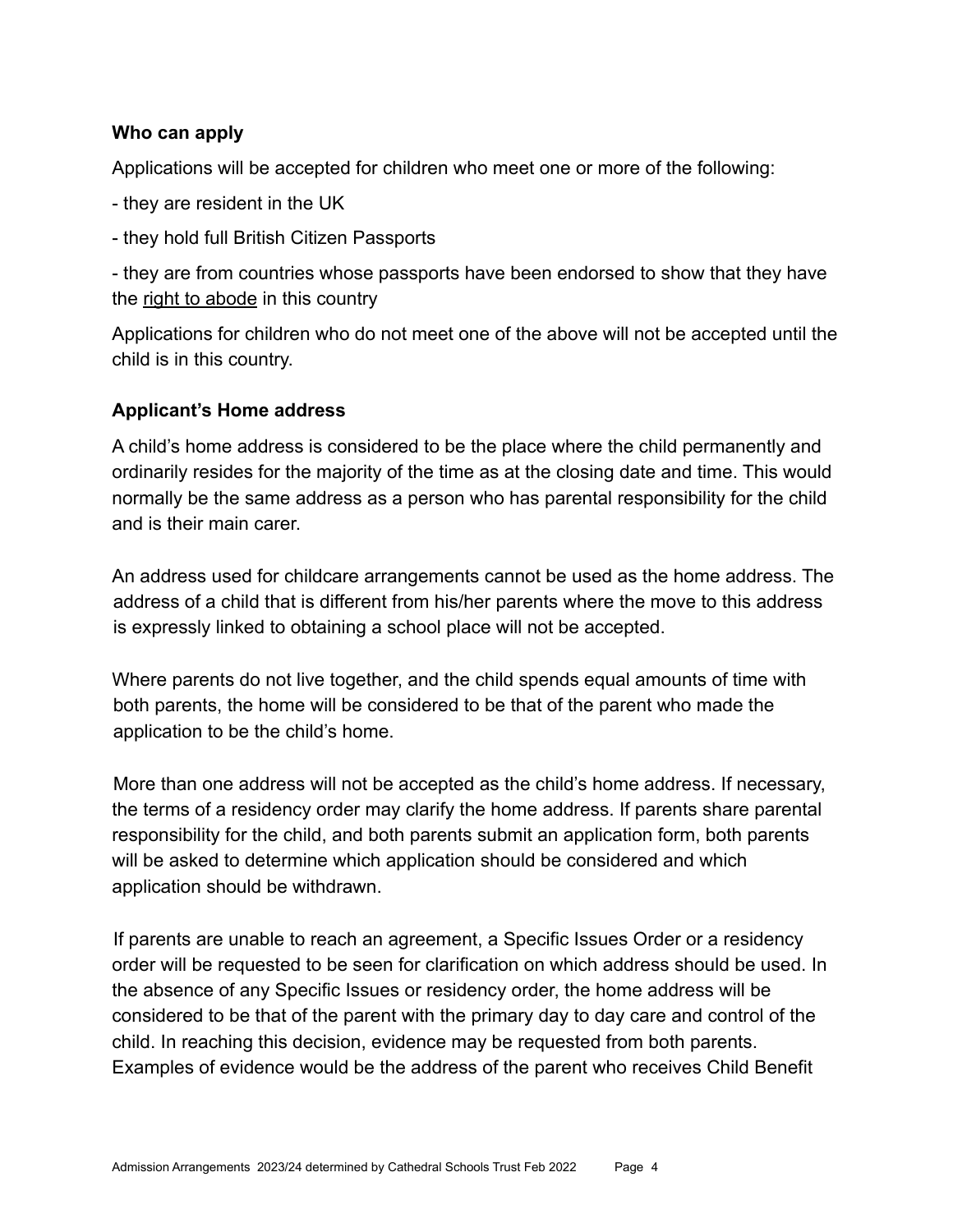### Who can apply

Applications will be accepted for children who meet one or more of the following:

- they are resident in the UK
- they hold full British Citizen Passports
- they are from countries whose passports have been endorsed to show that they have the right to abode in this country

Applications for children who do not meet one of the above will not be accepted until the child is in this country.

### Applicant's Home address

A child's home address is considered to be the place where the child permanently and ordinarily resides for the majority of the time as at the closing date and time. This would normally be the same address as a person who has parental responsibility for the child and is their main carer.

An address used for childcare arrangements cannot be used as the home address. The address of a child that is different from his/her parents where the move to this address is expressly linked to obtaining a school place will not be accepted.

Where parents do not live together, and the child spends equal amounts of time with both parents, the home will be considered to be that of the parent who made the application to be the child's home.

More than one address will not be accepted as the child's home address. If necessary, the terms of a residency order may clarify the home address. If parents share parental responsibility for the child, and both parents submit an application form, both parents will be asked to determine which application should be considered and which application should be withdrawn.

If parents are unable to reach an agreement, a Specific Issues Order or a residency order will be requested to be seen for clarification on which address should be used. In the absence of any Specific Issues or residency order, the home address will be considered to be that of the parent with the primary day to day care and control of the child. In reaching this decision, evidence may be requested from both parents. Examples of evidence would be the address of the parent who receives Child Benefit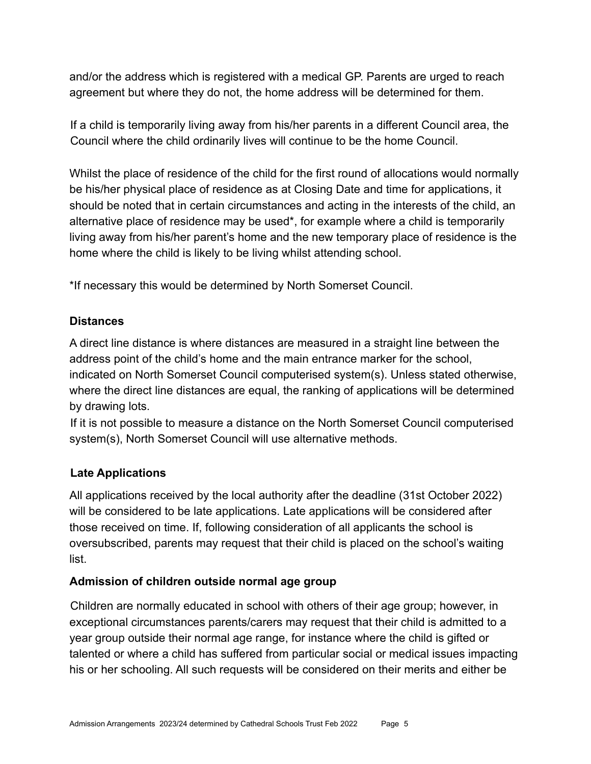and/or the address which is registered with a medical GP. Parents are urged to reach agreement but where they do not, the home address will be determined for them.

If a child is temporarily living away from his/her parents in a different Council area, the Council where the child ordinarily lives will continue to be the home Council.

Whilst the place of residence of the child for the first round of allocations would normally be his/her physical place of residence as at Closing Date and time for applications, it should be noted that in certain circumstances and acting in the interests of the child, an alternative place of residence may be used*, for example where a child is temporarily living away from his/her parent's home and the new temporary place of residence is the home where the child is likely to be living whilst attending school.

*If necessary this would be determined by North Somerset Council.

**Distances**

A direct line distance is where distances are measured in a straight line between the address point of the child's home and the main entrance marker for the school, indicated on North Somerset Council computerised system(s). Unless stated otherwise, where the direct line distances are equal, the ranking of applications will be determined by drawing lots.

If it is not possible to measure a distance on the North Somerset Council computerised system(s), North Somerset Council will use alternative methods.

**Late Applications**

All applications received by the local authority after the deadline (31st October 2022) will be considered to be late applications. Late applications will be considered after those received on time. If, following consideration of all applicants the school is oversubscribed, parents may request that their child is placed on the school's waiting list.

**Admission of children outside normal age group**

Children are normally educated in school with others of their age group; however, in exceptional circumstances parents/carers may request that their child is admitted to a year group outside their normal age range, for instance where the child is gifted or talented or where a child has suffered from particular social or medical issues impacting his or her schooling. All such requests will be considered on their merits and either be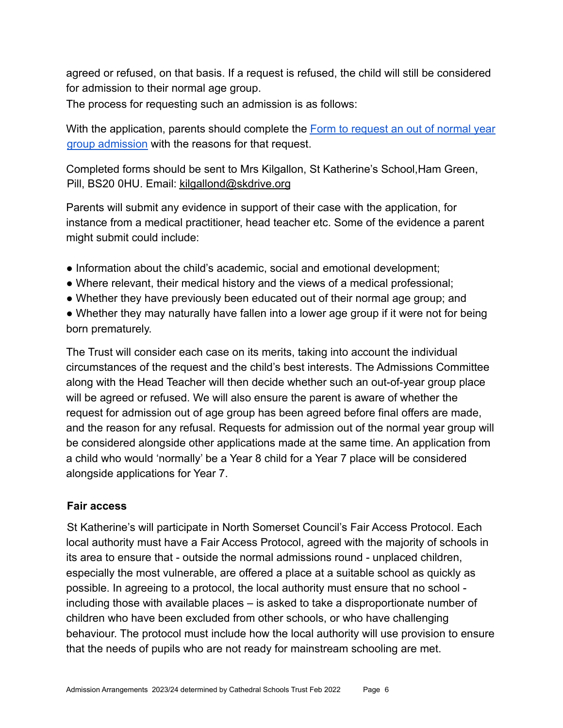agreed or refused, on that basis. If a request is refused, the child will still be considered for admission to their normal age group.
The process for requesting such an admission is as follows:

With the application, parents should complete the [Form to request an out of normal year group admission]() with the reasons for that request.

Completed forms should be sent to Mrs Kilgallon, St Katherine's School,Ham Green, Pill, BS20 0HU. Email: kilgallond@skdrive.org

Parents will submit any evidence in support of their case with the application, for instance from a medical practitioner, head teacher etc. Some of the evidence a parent might submit could include:

- Information about the child's academic, social and emotional development;
- Where relevant, their medical history and the views of a medical professional;
- Whether they have previously been educated out of their normal age group; and
- Whether they may naturally have fallen into a lower age group if it were not for being born prematurely.

The Trust will consider each case on its merits, taking into account the individual circumstances of the request and the child's best interests. The Admissions Committee along with the Head Teacher will then decide whether such an out-of-year group place will be agreed or refused. We will also ensure the parent is aware of whether the request for admission out of age group has been agreed before final offers are made, and the reason for any refusal. Requests for admission out of the normal year group will be considered alongside other applications made at the same time. An application from a child who would 'normally' be a Year 8 child for a Year 7 place will be considered alongside applications for Year 7.

**Fair access**

St Katherine's will participate in North Somerset Council's Fair Access Protocol. Each local authority must have a Fair Access Protocol, agreed with the majority of schools in its area to ensure that - outside the normal admissions round - unplaced children, especially the most vulnerable, are offered a place at a suitable school as quickly as possible. In agreeing to a protocol, the local authority must ensure that no school - including those with available places – is asked to take a disproportionate number of children who have been excluded from other schools, or who have challenging behaviour. The protocol must include how the local authority will use provision to ensure that the needs of pupils who are not ready for mainstream schooling are met.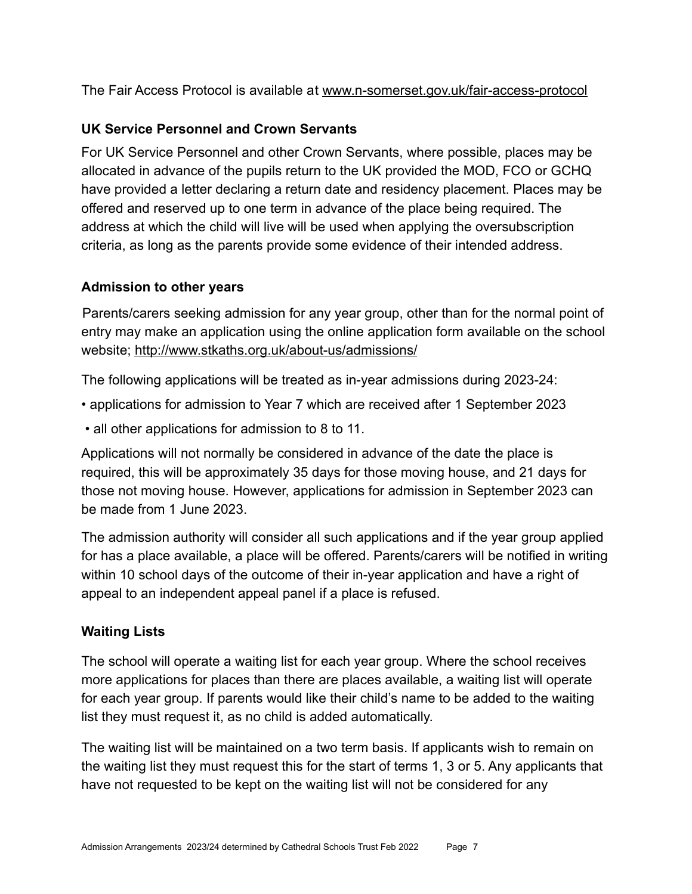The Fair Access Protocol is available at www.n-somerset.gov.uk/fair-access-protocol

### UK Service Personnel and Crown Servants

For UK Service Personnel and other Crown Servants, where possible, places may be allocated in advance of the pupils return to the UK provided the MOD, FCO or GCHQ have provided a letter declaring a return date and residency placement. Places may be offered and reserved up to one term in advance of the place being required. The address at which the child will live will be used when applying the oversubscription criteria, as long as the parents provide some evidence of their intended address.

### Admission to other years

Parents/carers seeking admission for any year group, other than for the normal point of entry may make an application using the online application form available on the school website; http://www.stkaths.org.uk/about-us/admissions/

The following applications will be treated as in-year admissions during 2023-24:

- applications for admission to Year 7 which are received after 1 September 2023
- all other applications for admission to 8 to 11.

Applications will not normally be considered in advance of the date the place is required, this will be approximately 35 days for those moving house, and 21 days for those not moving house. However, applications for admission in September 2023 can be made from 1 June 2023.

The admission authority will consider all such applications and if the year group applied for has a place available, a place will be offered. Parents/carers will be notified in writing within 10 school days of the outcome of their in-year application and have a right of appeal to an independent appeal panel if a place is refused.

### Waiting Lists

The school will operate a waiting list for each year group. Where the school receives more applications for places than there are places available, a waiting list will operate for each year group. If parents would like their child's name to be added to the waiting list they must request it, as no child is added automatically.

The waiting list will be maintained on a two term basis. If applicants wish to remain on the waiting list they must request this for the start of terms 1, 3 or 5. Any applicants that have not requested to be kept on the waiting list will not be considered for any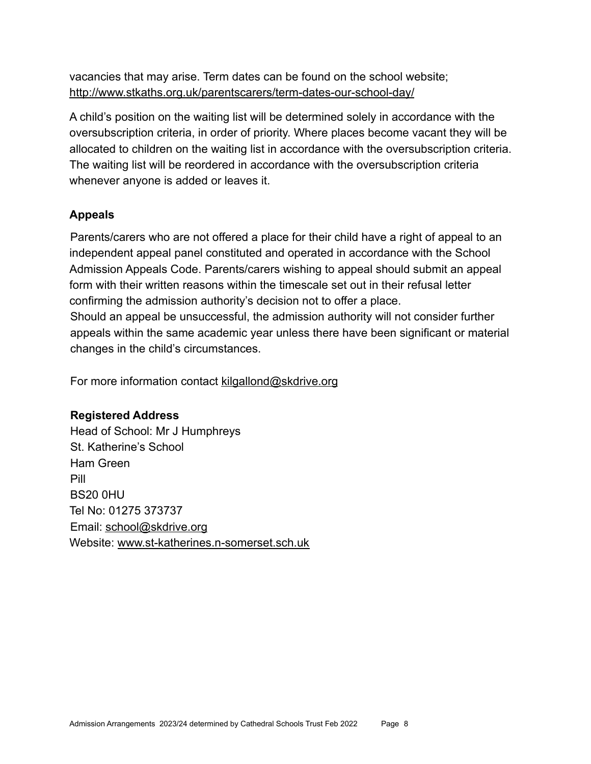vacancies that may arise. Term dates can be found on the school website; http://www.stkaths.org.uk/parentscarers/term-dates-our-school-day/

A child's position on the waiting list will be determined solely in accordance with the oversubscription criteria, in order of priority. Where places become vacant they will be allocated to children on the waiting list in accordance with the oversubscription criteria. The waiting list will be reordered in accordance with the oversubscription criteria whenever anyone is added or leaves it.

**Appeals**

Parents/carers who are not offered a place for their child have a right of appeal to an independent appeal panel constituted and operated in accordance with the School Admission Appeals Code. Parents/carers wishing to appeal should submit an appeal form with their written reasons within the timescale set out in their refusal letter confirming the admission authority's decision not to offer a place.
Should an appeal be unsuccessful, the admission authority will not consider further appeals within the same academic year unless there have been significant or material changes in the child's circumstances.

For more information contact kilgallond@skdrive.org

**Registered Address**
Head of School: Mr J Humphreys
St. Katherine's School
Ham Green
Pill
BS20 0HU
Tel No: 01275 373737
Email: school@skdrive.org
Website: www.st-katherines.n-somerset.sch.uk